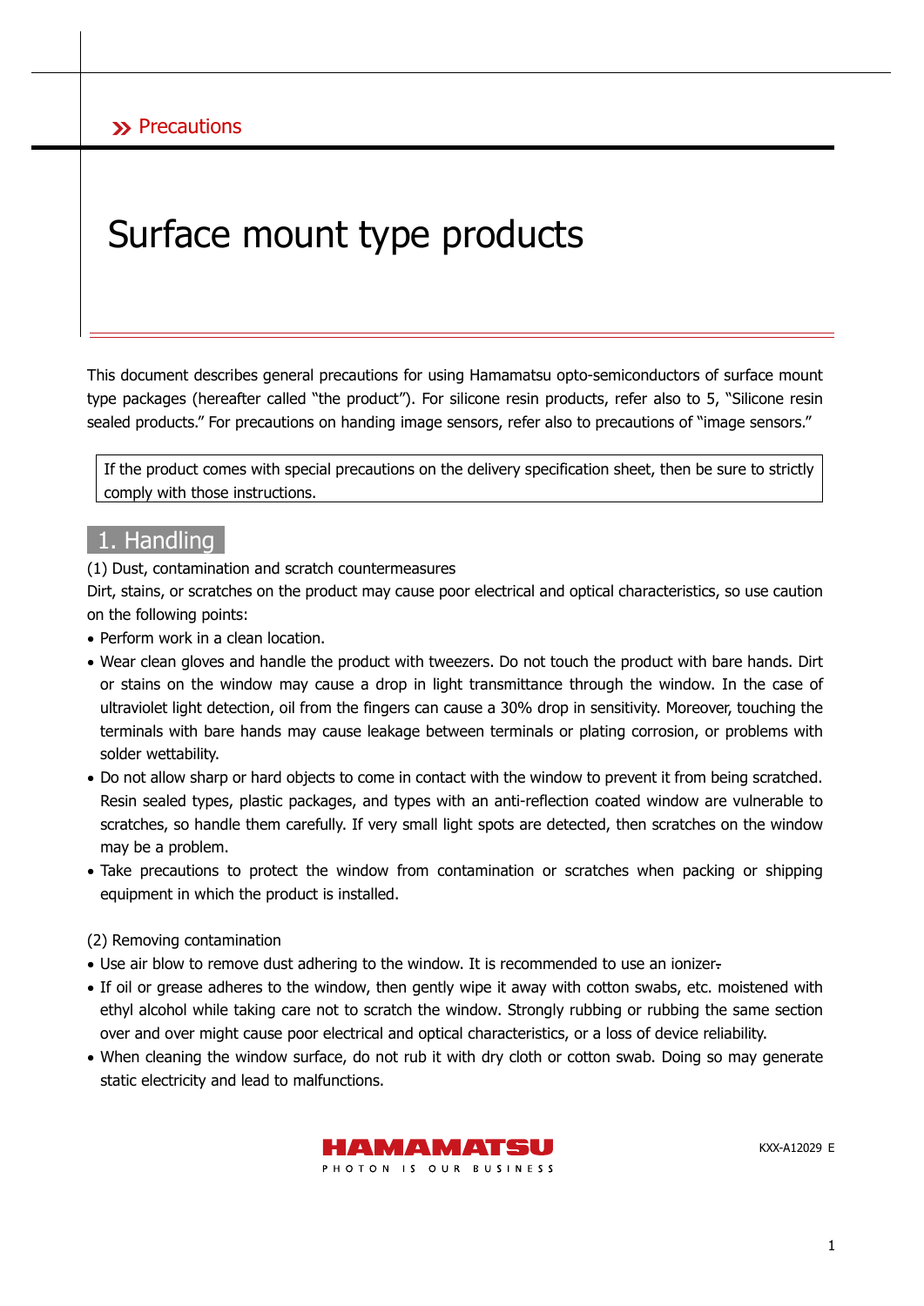» Precautions

# Surface mount type products

This document describes general precautions for using Hamamatsu opto-semiconductors of surface mount type packages (hereafter called "the product"). For silicone resin products, refer also to 5, "Silicone resin sealed products." For precautions on handing image sensors, refer also to precautions of "image sensors."

> If the product comes with special precautions on the delivery specification sheet, then be sure to strictly comply with those instructions.

## 1. Handling

(1) Dust, contamination and scratch countermeasures

Dirt, stains, or scratches on the product may cause poor electrical and optical characteristics, so use caution on the following points:

- Perform work in a clean location.
- Wear clean gloves and handle the product with tweezers. Do not touch the product with bare hands. Dirt or stains on the window may cause a drop in light transmittance through the window. In the case of ultraviolet light detection, oil from the fingers can cause a 30% drop in sensitivity. Moreover, touching the terminals with bare hands may cause leakage between terminals or plating corrosion, or problems with solder wettability.
- Do not allow sharp or hard objects to come in contact with the window to prevent it from being scratched. Resin sealed types, plastic packages, and types with an anti-reflection coated window are vulnerable to scratches, so handle them carefully. If very small light spots are detected, then scratches on the window may be a problem.
- Take precautions to protect the window from contamination or scratches when packing or shipping equipment in which the product is installed.

(2) Removing contamination

- Use air blow to remove dust adhering to the window. It is recommended to use an ionizer.
- If oil or grease adheres to the window, then gently wipe it away with cotton swabs, etc. moistened with ethyl alcohol while taking care not to scratch the window. Strongly rubbing or rubbing the same section over and over might cause poor electrical and optical characteristics, or a loss of device reliability.
- When cleaning the window surface, do not rub it with dry cloth or cotton swab. Doing so may generate static electricity and lead to malfunctions.

HAMAMATSU
PHOTON IS OUR BUSINESS

KXX-A12029 E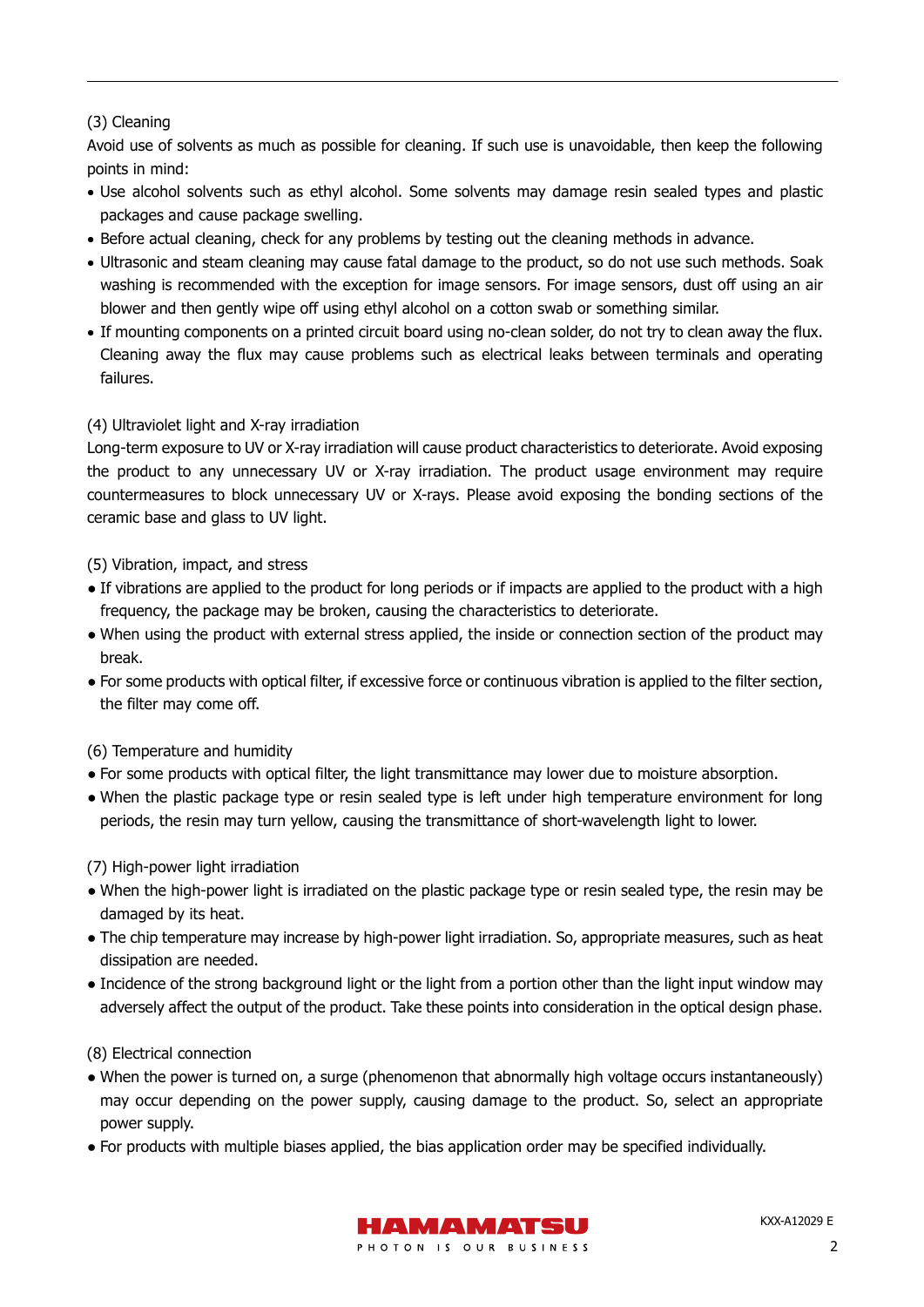(3) Cleaning

Avoid use of solvents as much as possible for cleaning. If such use is unavoidable, then keep the following points in mind:

- Use alcohol solvents such as ethyl alcohol. Some solvents may damage resin sealed types and plastic packages and cause package swelling.
- Before actual cleaning, check for any problems by testing out the cleaning methods in advance.
- Ultrasonic and steam cleaning may cause fatal damage to the product, so do not use such methods. Soak washing is recommended with the exception for image sensors. For image sensors, dust off using an air blower and then gently wipe off using ethyl alcohol on a cotton swab or something similar.
- If mounting components on a printed circuit board using no-clean solder, do not try to clean away the flux. Cleaning away the flux may cause problems such as electrical leaks between terminals and operating failures.

(4) Ultraviolet light and X-ray irradiation

Long-term exposure to UV or X-ray irradiation will cause product characteristics to deteriorate. Avoid exposing the product to any unnecessary UV or X-ray irradiation. The product usage environment may require countermeasures to block unnecessary UV or X-rays. Please avoid exposing the bonding sections of the ceramic base and glass to UV light.

(5) Vibration, impact, and stress

- If vibrations are applied to the product for long periods or if impacts are applied to the product with a high frequency, the package may be broken, causing the characteristics to deteriorate.
- When using the product with external stress applied, the inside or connection section of the product may break.
- For some products with optical filter, if excessive force or continuous vibration is applied to the filter section, the filter may come off.

(6) Temperature and humidity

- For some products with optical filter, the light transmittance may lower due to moisture absorption.
- When the plastic package type or resin sealed type is left under high temperature environment for long periods, the resin may turn yellow, causing the transmittance of short-wavelength light to lower.

(7) High-power light irradiation

- When the high-power light is irradiated on the plastic package type or resin sealed type, the resin may be damaged by its heat.
- The chip temperature may increase by high-power light irradiation. So, appropriate measures, such as heat dissipation are needed.
- Incidence of the strong background light or the light from a portion other than the light input window may adversely affect the output of the product. Take these points into consideration in the optical design phase.

(8) Electrical connection

- When the power is turned on, a surge (phenomenon that abnormally high voltage occurs instantaneously) may occur depending on the power supply, causing damage to the product. So, select an appropriate power supply.
- For products with multiple biases applied, the bias application order may be specified individually.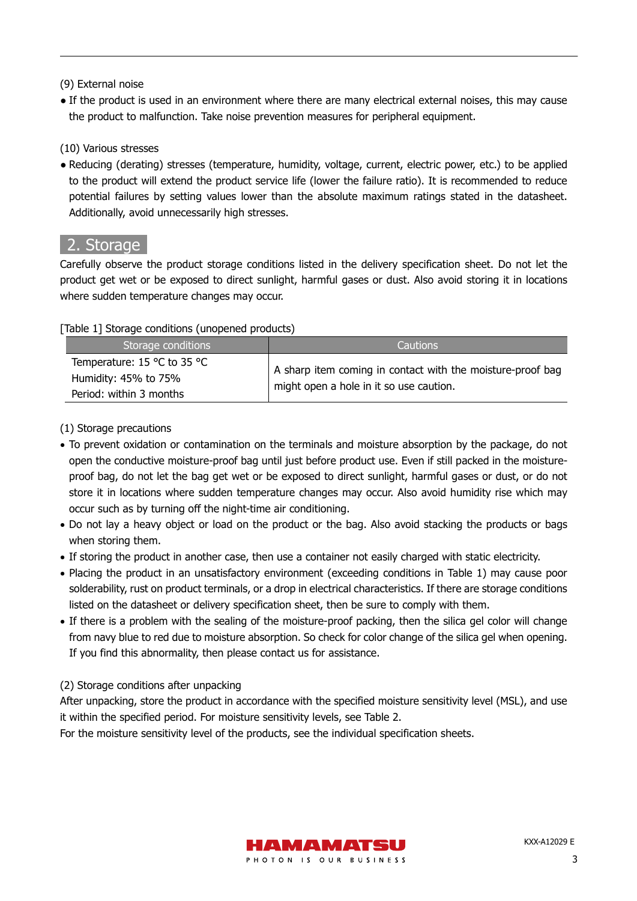(9) External noise

- If the product is used in an environment where there are many electrical external noises, this may cause the product to malfunction. Take noise prevention measures for peripheral equipment.

(10) Various stresses

- Reducing (derating) stresses (temperature, humidity, voltage, current, electric power, etc.) to be applied to the product will extend the product service life (lower the failure ratio). It is recommended to reduce potential failures by setting values lower than the absolute maximum ratings stated in the datasheet. Additionally, avoid unnecessarily high stresses.

## 2. Storage

Carefully observe the product storage conditions listed in the delivery specification sheet. Do not let the product get wet or be exposed to direct sunlight, harmful gases or dust. Also avoid storing it in locations where sudden temperature changes may occur.

[Table 1] Storage conditions (unopened products)

| Storage conditions | Cautions |
|---|---|
| Temperature: 15 °C to 35 °C<br>Humidity: 45% to 75%<br>Period: within 3 months | A sharp item coming in contact with the moisture-proof bag might open a hole in it so use caution. |

(1) Storage precautions

- To prevent oxidation or contamination on the terminals and moisture absorption by the package, do not open the conductive moisture-proof bag until just before product use. Even if still packed in the moisture-proof bag, do not let the bag get wet or be exposed to direct sunlight, harmful gases or dust, or do not store it in locations where sudden temperature changes may occur. Also avoid humidity rise which may occur such as by turning off the night-time air conditioning.
- Do not lay a heavy object or load on the product or the bag. Also avoid stacking the products or bags when storing them.
- If storing the product in another case, then use a container not easily charged with static electricity.
- Placing the product in an unsatisfactory environment (exceeding conditions in Table 1) may cause poor solderability, rust on product terminals, or a drop in electrical characteristics. If there are storage conditions listed on the datasheet or delivery specification sheet, then be sure to comply with them.
- If there is a problem with the sealing of the moisture-proof packing, then the silica gel color will change from navy blue to red due to moisture absorption. So check for color change of the silica gel when opening. If you find this abnormality, then please contact us for assistance.

(2) Storage conditions after unpacking

After unpacking, store the product in accordance with the specified moisture sensitivity level (MSL), and use it within the specified period. For moisture sensitivity levels, see Table 2.
For the moisture sensitivity level of the products, see the individual specification sheets.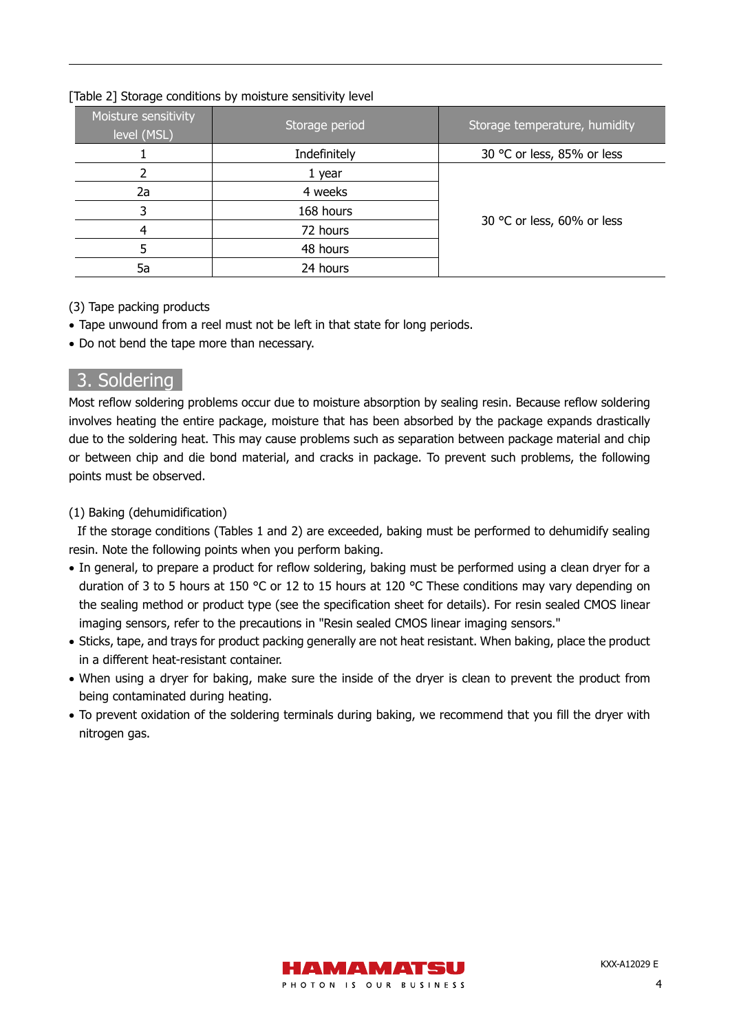[Table 2] Storage conditions by moisture sensitivity level

| Moisture sensitivity level (MSL) | Storage period | Storage temperature, humidity |
|---|---|---|
| 1 | Indefinitely | 30 °C or less, 85% or less |
| 2 | 1 year | 30 °C or less, 60% or less |
| 2a | 4 weeks | |
| 3 | 168 hours | |
| 4 | 72 hours | |
| 5 | 48 hours | |
| 5a | 24 hours | |

(3) Tape packing products

- Tape unwound from a reel must not be left in that state for long periods.
- Do not bend the tape more than necessary.

## 3. Soldering

Most reflow soldering problems occur due to moisture absorption by sealing resin. Because reflow soldering involves heating the entire package, moisture that has been absorbed by the package expands drastically due to the soldering heat. This may cause problems such as separation between package material and chip or between chip and die bond material, and cracks in package. To prevent such problems, the following points must be observed.

(1) Baking (dehumidification)

If the storage conditions (Tables 1 and 2) are exceeded, baking must be performed to dehumidify sealing resin. Note the following points when you perform baking.

- In general, to prepare a product for reflow soldering, baking must be performed using a clean dryer for a duration of 3 to 5 hours at 150 °C or 12 to 15 hours at 120 °C These conditions may vary depending on the sealing method or product type (see the specification sheet for details). For resin sealed CMOS linear imaging sensors, refer to the precautions in "Resin sealed CMOS linear imaging sensors."
- Sticks, tape, and trays for product packing generally are not heat resistant. When baking, place the product in a different heat-resistant container.
- When using a dryer for baking, make sure the inside of the dryer is clean to prevent the product from being contaminated during heating.
- To prevent oxidation of the soldering terminals during baking, we recommend that you fill the dryer with nitrogen gas.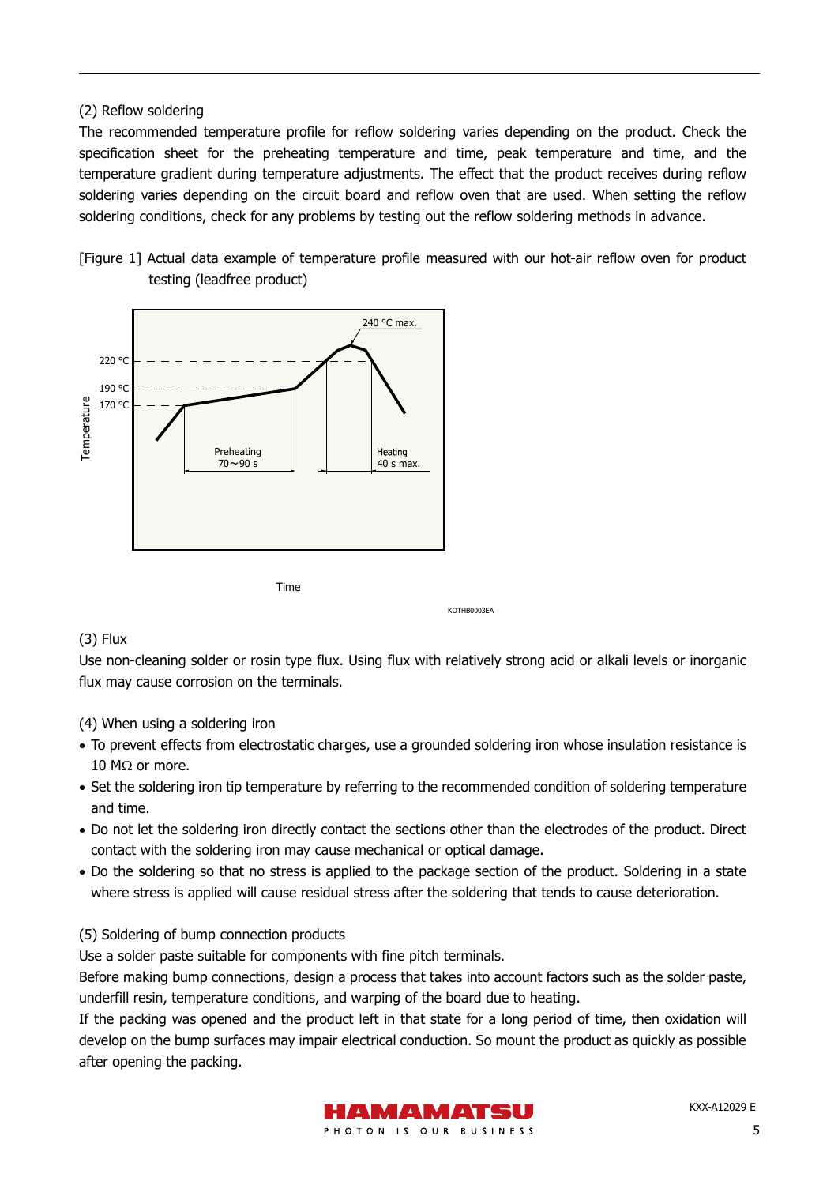(2) Reflow soldering

The recommended temperature profile for reflow soldering varies depending on the product. Check the specification sheet for the preheating temperature and time, peak temperature and time, and the temperature gradient during temperature adjustments. The effect that the product receives during reflow soldering varies depending on the circuit board and reflow oven that are used. When setting the reflow soldering conditions, check for any problems by testing out the reflow soldering methods in advance.

[Figure 1] Actual data example of temperature profile measured with our hot-air reflow oven for product testing (leadfree product)

240 °C max.

220 °C

190 °C

170 °C

Temperature

Preheating 70～90 s

Heating 40 s max.

Time

KOTHB0003EA

(3) Flux

Use non-cleaning solder or rosin type flux. Using flux with relatively strong acid or alkali levels or inorganic flux may cause corrosion on the terminals.

(4) When using a soldering iron

- To prevent effects from electrostatic charges, use a grounded soldering iron whose insulation resistance is 10 MΩ or more.
- Set the soldering iron tip temperature by referring to the recommended condition of soldering temperature and time.
- Do not let the soldering iron directly contact the sections other than the electrodes of the product. Direct contact with the soldering iron may cause mechanical or optical damage.
- Do the soldering so that no stress is applied to the package section of the product. Soldering in a state where stress is applied will cause residual stress after the soldering that tends to cause deterioration.

(5) Soldering of bump connection products

Use a solder paste suitable for components with fine pitch terminals.

Before making bump connections, design a process that takes into account factors such as the solder paste, underfill resin, temperature conditions, and warping of the board due to heating.

If the packing was opened and the product left in that state for a long period of time, then oxidation will develop on the bump surfaces may impair electrical conduction. So mount the product as quickly as possible after opening the packing.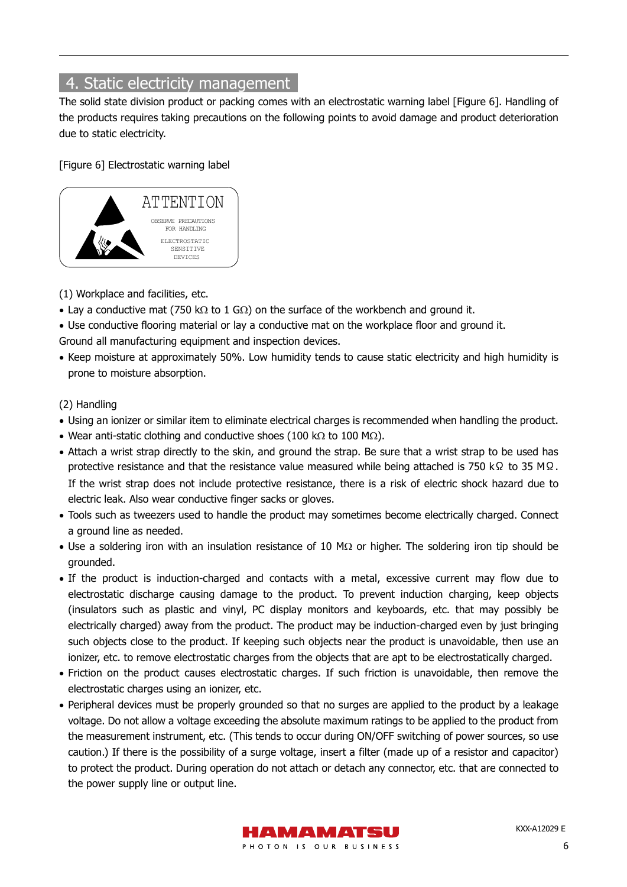## 4. Static electricity management

The solid state division product or packing comes with an electrostatic warning label [Figure 6]. Handling of the products requires taking precautions on the following points to avoid damage and product deterioration due to static electricity.

[Figure 6] Electrostatic warning label

ATTENTION

OBSERVE PRECAUTIONS FOR HANDLING

ELECTROSTATIC SENSITIVE DEVICES

(1) Workplace and facilities, etc.

- Lay a conductive mat (750 kΩ to 1 GΩ) on the surface of the workbench and ground it.
- Use conductive flooring material or lay a conductive mat on the workplace floor and ground it.

Ground all manufacturing equipment and inspection devices.

- Keep moisture at approximately 50%. Low humidity tends to cause static electricity and high humidity is prone to moisture absorption.

(2) Handling

- Using an ionizer or similar item to eliminate electrical charges is recommended when handling the product.
- Wear anti-static clothing and conductive shoes (100 kΩ to 100 MΩ).
- Attach a wrist strap directly to the skin, and ground the strap. Be sure that a wrist strap to be used has protective resistance and that the resistance value measured while being attached is 750 kΩ to 35 MΩ. If the wrist strap does not include protective resistance, there is a risk of electric shock hazard due to electric leak. Also wear conductive finger sacks or gloves.
- Tools such as tweezers used to handle the product may sometimes become electrically charged. Connect a ground line as needed.
- Use a soldering iron with an insulation resistance of 10 MΩ or higher. The soldering iron tip should be grounded.
- If the product is induction-charged and contacts with a metal, excessive current may flow due to electrostatic discharge causing damage to the product. To prevent induction charging, keep objects (insulators such as plastic and vinyl, PC display monitors and keyboards, etc. that may possibly be electrically charged) away from the product. The product may be induction-charged even by just bringing such objects close to the product. If keeping such objects near the product is unavoidable, then use an ionizer, etc. to remove electrostatic charges from the objects that are apt to be electrostatically charged.
- Friction on the product causes electrostatic charges. If such friction is unavoidable, then remove the electrostatic charges using an ionizer, etc.
- Peripheral devices must be properly grounded so that no surges are applied to the product by a leakage voltage. Do not allow a voltage exceeding the absolute maximum ratings to be applied to the product from the measurement instrument, etc. (This tends to occur during ON/OFF switching of power sources, so use caution.) If there is the possibility of a surge voltage, insert a filter (made up of a resistor and capacitor) to protect the product. During operation do not attach or detach any connector, etc. that are connected to the power supply line or output line.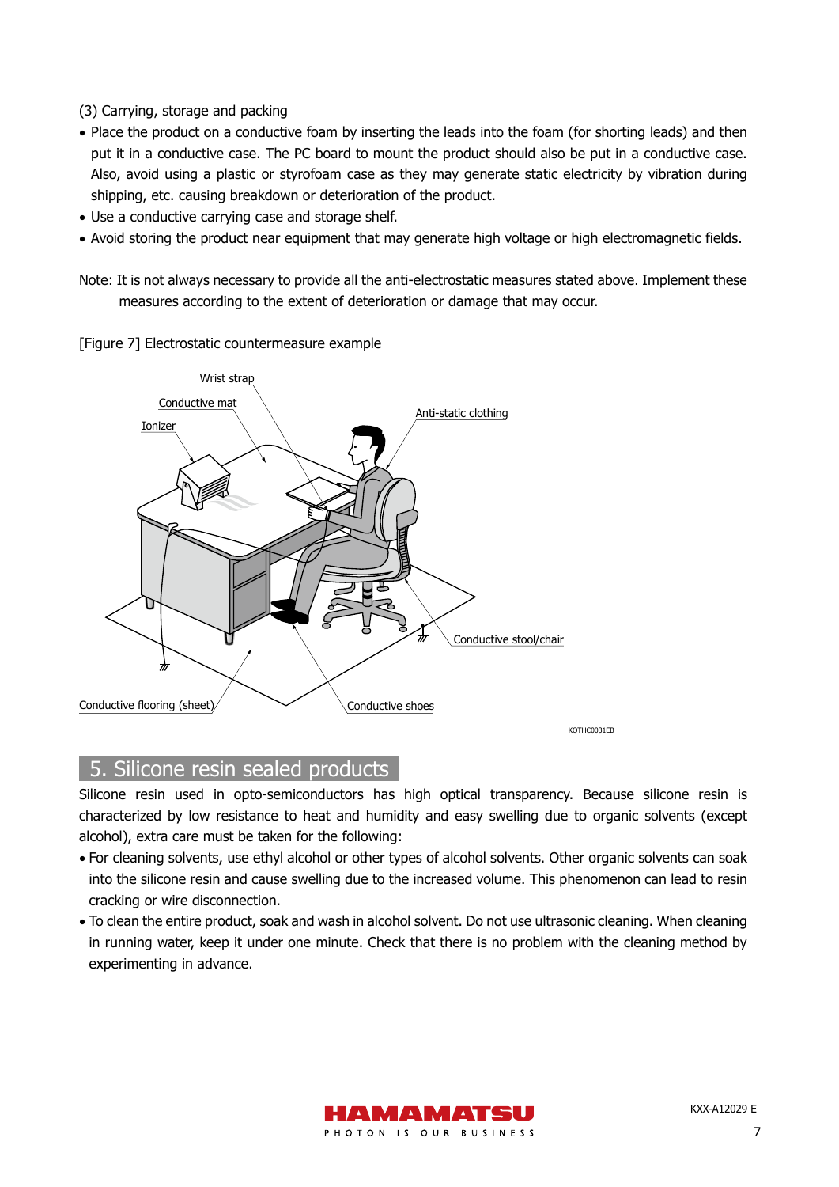(3) Carrying, storage and packing

- Place the product on a conductive foam by inserting the leads into the foam (for shorting leads) and then put it in a conductive case. The PC board to mount the product should also be put in a conductive case. Also, avoid using a plastic or styrofoam case as they may generate static electricity by vibration during shipping, etc. causing breakdown or deterioration of the product.
- Use a conductive carrying case and storage shelf.
- Avoid storing the product near equipment that may generate high voltage or high electromagnetic fields.

Note: It is not always necessary to provide all the anti-electrostatic measures stated above. Implement these measures according to the extent of deterioration or damage that may occur.

[Figure 7] Electrostatic countermeasure example

Wrist strap

Conductive mat

Ionizer

Anti-static clothing

Conductive stool/chair

Conductive flooring (sheet)

Conductive shoes

KOTHC0031EB

## 5. Silicone resin sealed products

Silicone resin used in opto-semiconductors has high optical transparency. Because silicone resin is characterized by low resistance to heat and humidity and easy swelling due to organic solvents (except alcohol), extra care must be taken for the following:

- For cleaning solvents, use ethyl alcohol or other types of alcohol solvents. Other organic solvents can soak into the silicone resin and cause swelling due to the increased volume. This phenomenon can lead to resin cracking or wire disconnection.
- To clean the entire product, soak and wash in alcohol solvent. Do not use ultrasonic cleaning. When cleaning in running water, keep it under one minute. Check that there is no problem with the cleaning method by experimenting in advance.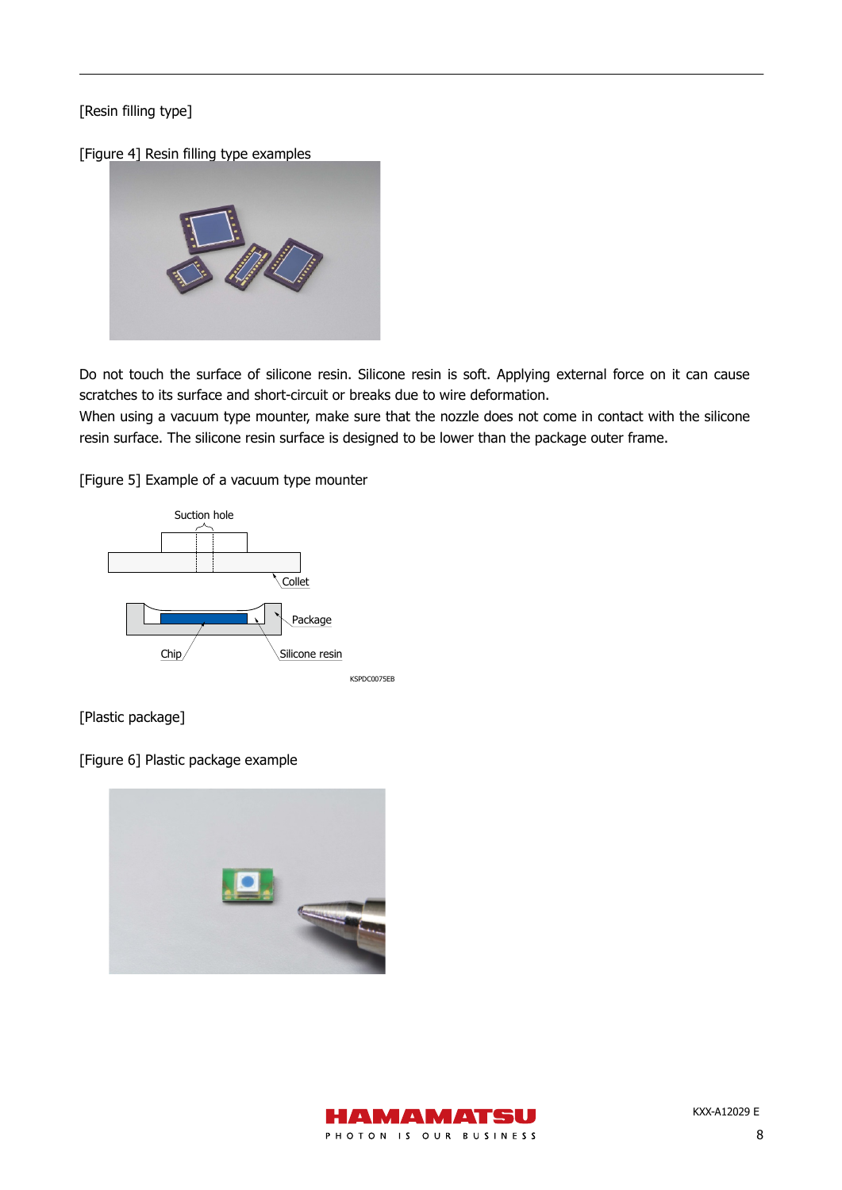[Resin filling type]

[Figure 4] Resin filling type examples

Do not touch the surface of silicone resin. Silicone resin is soft. Applying external force on it can cause scratches to its surface and short-circuit or breaks due to wire deformation.
When using a vacuum type mounter, make sure that the nozzle does not come in contact with the silicone resin surface. The silicone resin surface is designed to be lower than the package outer frame.

[Figure 5] Example of a vacuum type mounter

Suction hole

Collet

Package

Chip

Silicone resin

KSPDC0075EB

[Plastic package]

[Figure 6] Plastic package example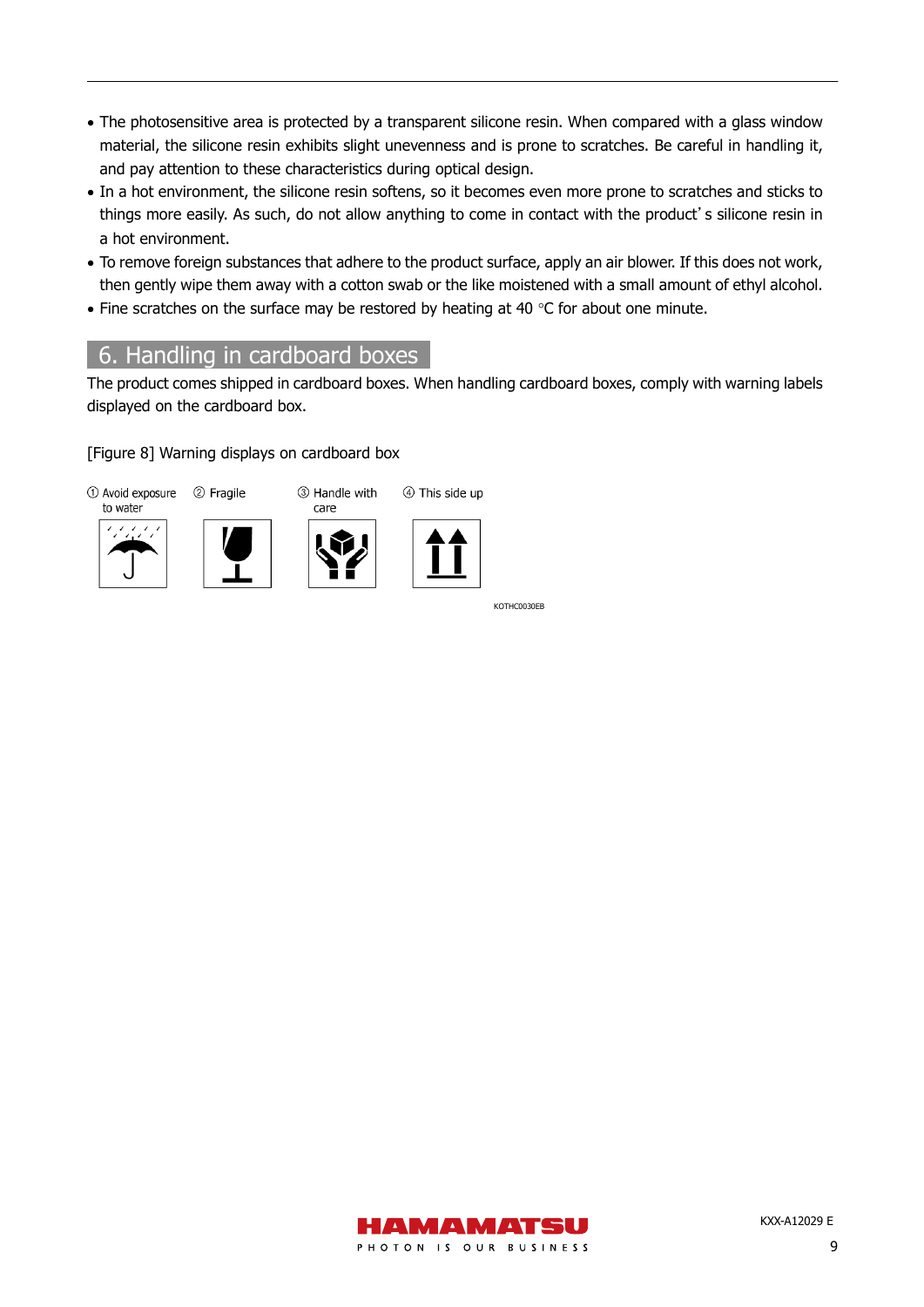- The photosensitive area is protected by a transparent silicone resin. When compared with a glass window material, the silicone resin exhibits slight unevenness and is prone to scratches. Be careful in handling it, and pay attention to these characteristics during optical design.
- In a hot environment, the silicone resin softens, so it becomes even more prone to scratches and sticks to things more easily. As such, do not allow anything to come in contact with the product's silicone resin in a hot environment.
- To remove foreign substances that adhere to the product surface, apply an air blower. If this does not work, then gently wipe them away with a cotton swab or the like moistened with a small amount of ethyl alcohol.
- Fine scratches on the surface may be restored by heating at 40 °C for about one minute.

## 6. Handling in cardboard boxes

The product comes shipped in cardboard boxes. When handling cardboard boxes, comply with warning labels displayed on the cardboard box.

[Figure 8] Warning displays on cardboard box

① Avoid exposure to water
② Fragile
③ Handle with care
④ This side up

KOTHC0030EB